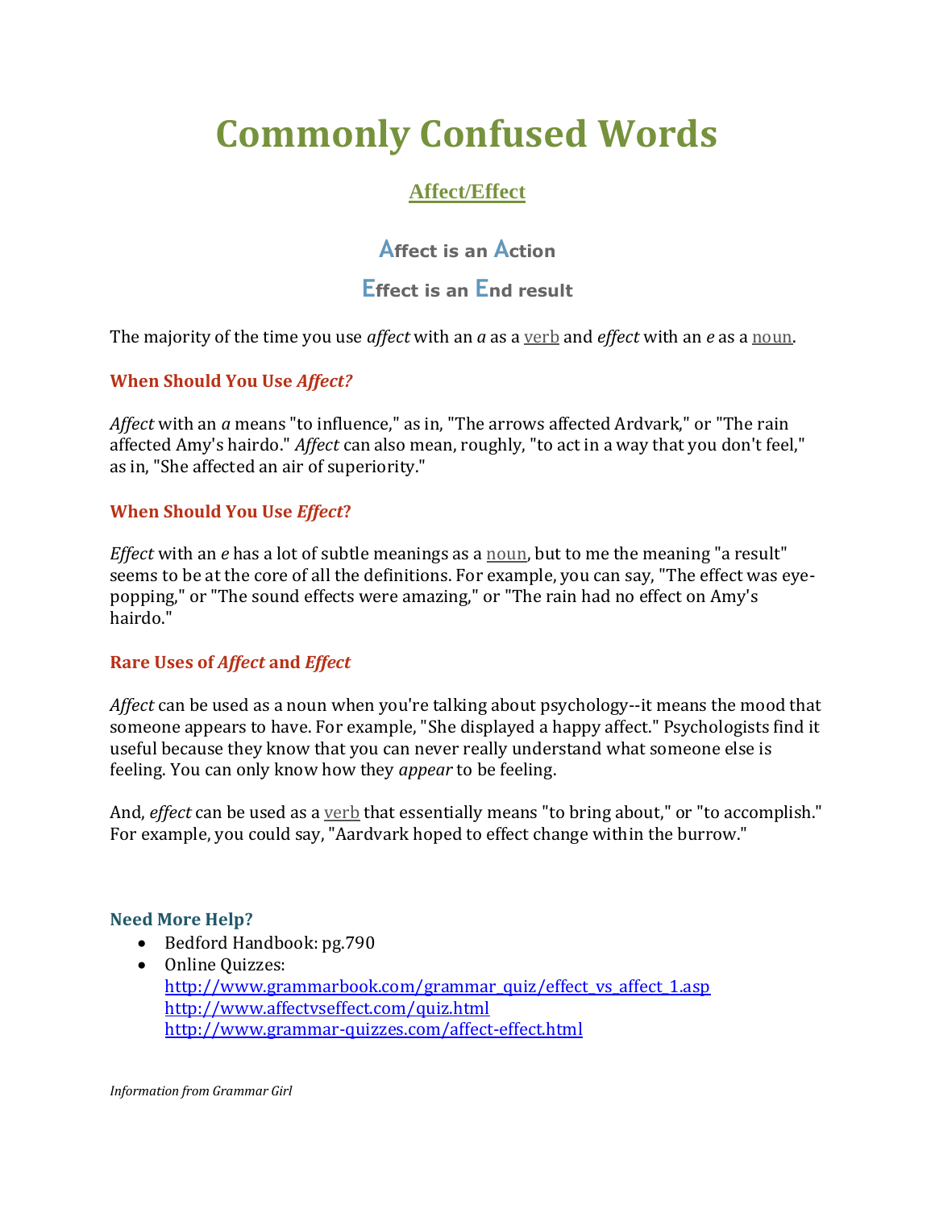# Commonly Confused Words

## Affect/Effect

### Affect is an Action

### Effect is an End result

The majority of the time you use *affect* with an *a* as a verb and *effect* with an *e* as a noun.

**When Should You Use *Affect?***

*Affect* with an *a* means "to influence," as in, "The arrows affected Ardvark," or "The rain affected Amy's hairdo." *Affect* can also mean, roughly, "to act in a way that you don't feel," as in, "She affected an air of superiority."

**When Should You Use *Effect*?**

*Effect* with an *e* has a lot of subtle meanings as a noun, but to me the meaning "a result" seems to be at the core of all the definitions. For example, you can say, "The effect was eye-popping," or "The sound effects were amazing," or "The rain had no effect on Amy's hairdo."

**Rare Uses of *Affect* and *Effect***

*Affect* can be used as a noun when you're talking about psychology--it means the mood that someone appears to have. For example, "She displayed a happy affect." Psychologists find it useful because they know that you can never really understand what someone else is feeling. You can only know how they *appear* to be feeling.

And, *effect* can be used as a verb that essentially means "to bring about," or "to accomplish." For example, you could say, "Aardvark hoped to effect change within the burrow."

**Need More Help?**

- Bedford Handbook: pg.790
- Online Quizzes:
  http://www.grammarbook.com/grammar_quiz/effect_vs_affect_1.asp
  http://www.affectvseffect.com/quiz.html
  http://www.grammar-quizzes.com/affect-effect.html

*Information from Grammar Girl*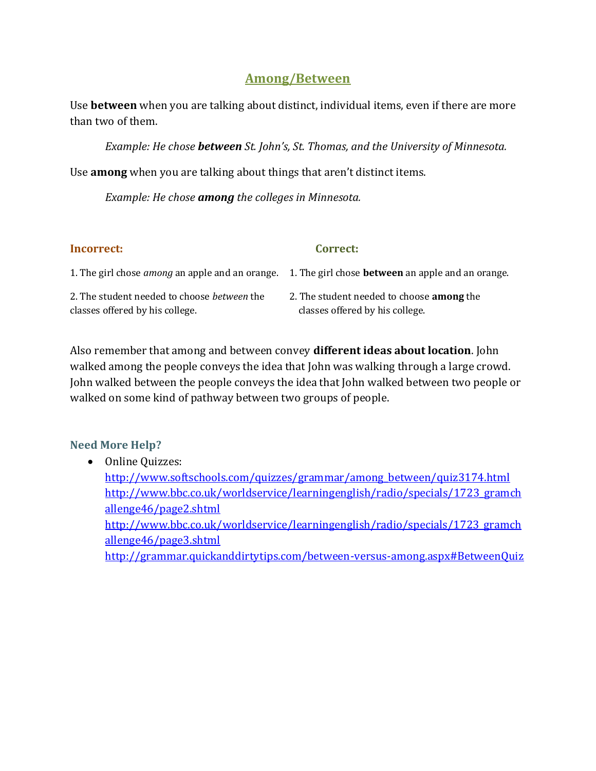# Among/Between

Use **between** when you are talking about distinct, individual items, even if there are more than two of them.

> *Example: He chose **between** St. John's, St. Thomas, and the University of Minnesota.*

Use **among** when you are talking about things that aren't distinct items.

> *Example: He chose **among** the colleges in Minnesota.*

| Incorrect: | Correct: |
|---|---|
| 1. The girl chose *among* an apple and an orange. | 1. The girl chose **between** an apple and an orange. |
| 2. The student needed to choose *between* the classes offered by his college. | 2. The student needed to choose **among** the classes offered by his college. |

Also remember that among and between convey **different ideas about location**. John walked among the people conveys the idea that John was walking through a large crowd. John walked between the people conveys the idea that John walked between two people or walked on some kind of pathway between two groups of people.

### Need More Help?

- Online Quizzes:
  http://www.softschools.com/quizzes/grammar/among_between/quiz3174.html
  http://www.bbc.co.uk/worldservice/learningenglish/radio/specials/1723_gramchallenge46/page2.shtml
  http://www.bbc.co.uk/worldservice/learningenglish/radio/specials/1723_gramchallenge46/page3.shtml
  http://grammar.quickanddirtytips.com/between-versus-among.aspx#BetweenQuiz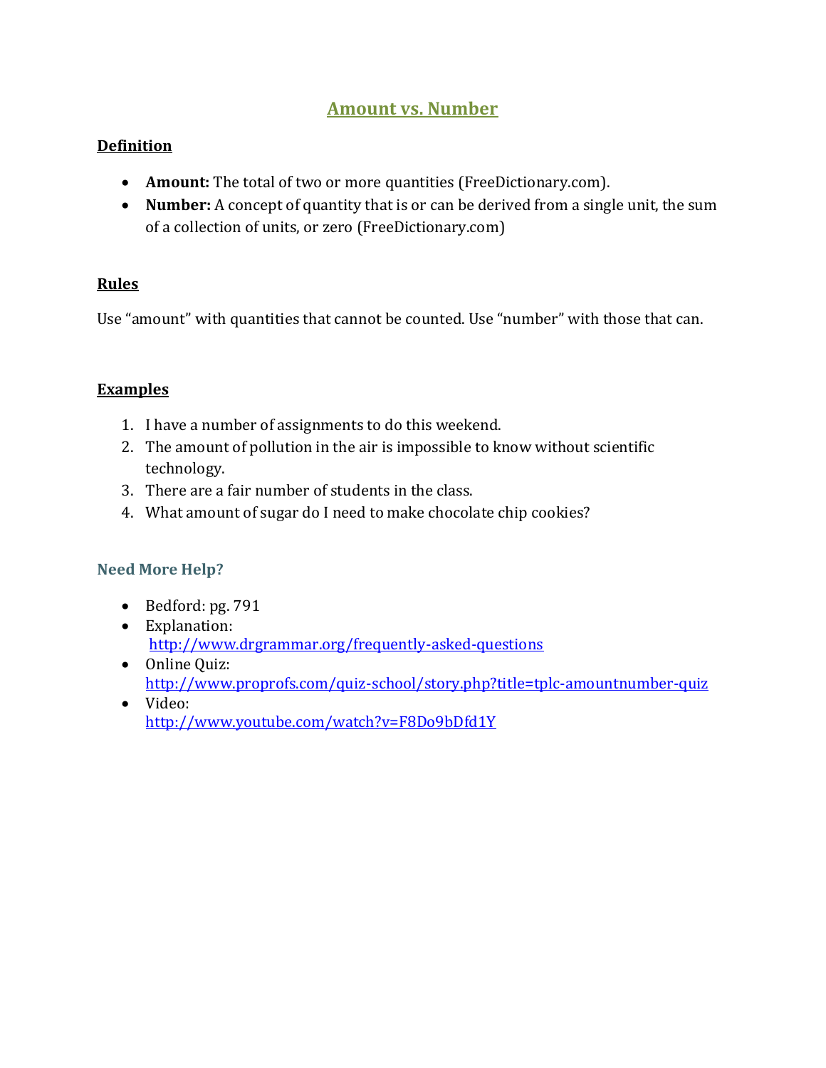# Amount vs. Number

## Definition

- **Amount:** The total of two or more quantities (FreeDictionary.com).
- **Number:** A concept of quantity that is or can be derived from a single unit, the sum of a collection of units, or zero (FreeDictionary.com)

## Rules

Use "amount" with quantities that cannot be counted. Use "number" with those that can.

## Examples

1. I have a number of assignments to do this weekend.
2. The amount of pollution in the air is impossible to know without scientific technology.
3. There are a fair number of students in the class.
4. What amount of sugar do I need to make chocolate chip cookies?

### Need More Help?

- Bedford: pg. 791
- Explanation: http://www.drgrammar.org/frequently-asked-questions
- Online Quiz: http://www.proprofs.com/quiz-school/story.php?title=tplc-amountnumber-quiz
- Video: http://www.youtube.com/watch?v=F8Do9bDfd1Y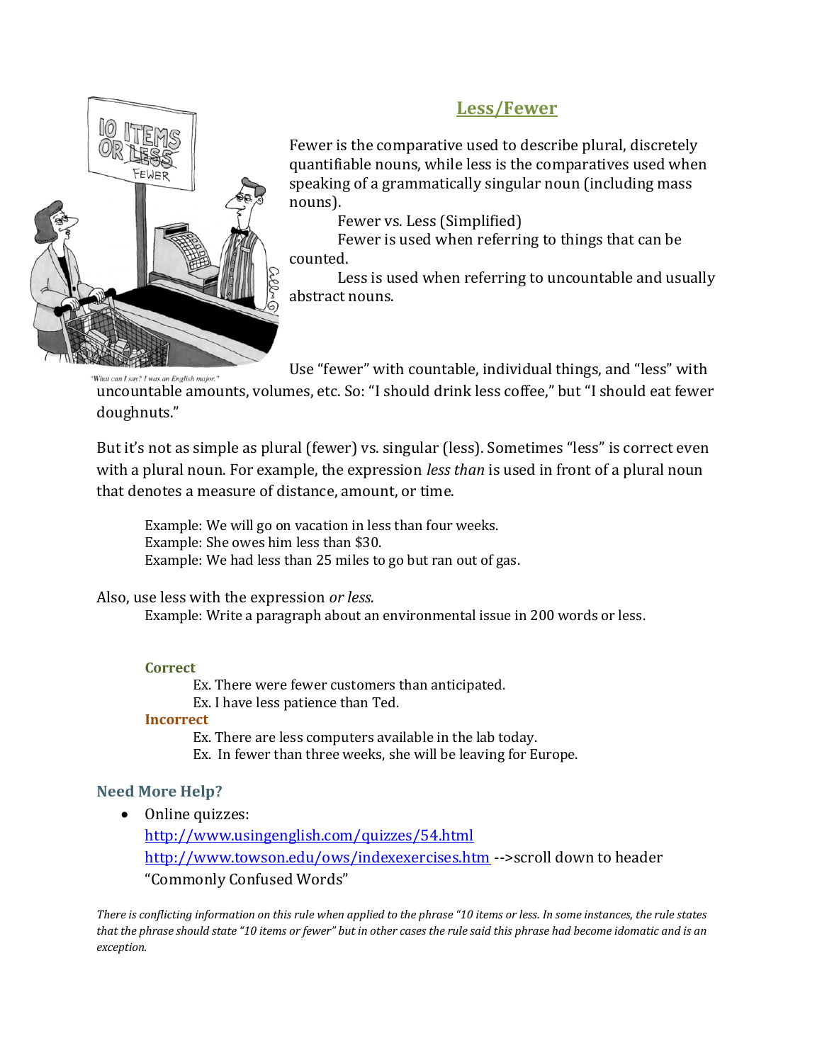## Less/Fewer

Fewer is the comparative used to describe plural, discretely quantifiable nouns, while less is the comparatives used when speaking of a grammatically singular noun (including mass nouns).

Fewer vs. Less (Simplified)

Fewer is used when referring to things that can be counted.

Less is used when referring to uncountable and usually abstract nouns.

"What can I say? I was an English major."

Use "fewer" with countable, individual things, and "less" with uncountable amounts, volumes, etc. So: "I should drink less coffee," but "I should eat fewer doughnuts."

But it's not as simple as plural (fewer) vs. singular (less). Sometimes "less" is correct even with a plural noun. For example, the expression *less than* is used in front of a plural noun that denotes a measure of distance, amount, or time.

Example: We will go on vacation in less than four weeks.
Example: She owes him less than $30.
Example: We had less than 25 miles to go but ran out of gas.

Also, use less with the expression *or less.*

Example: Write a paragraph about an environmental issue in 200 words or less.

**Correct**

Ex. There were fewer customers than anticipated.
Ex. I have less patience than Ted.

**Incorrect**

Ex. There are less computers available in the lab today.
Ex. In fewer than three weeks, she will be leaving for Europe.

### Need More Help?

- Online quizzes:
  http://www.usingenglish.com/quizzes/54.html
  http://www.towson.edu/ows/indexexercises.htm -->scroll down to header "Commonly Confused Words"

*There is conflicting information on this rule when applied to the phrase "10 items or less. In some instances, the rule states that the phrase should state "10 items or fewer" but in other cases the rule said this phrase had become idomatic and is an exception.*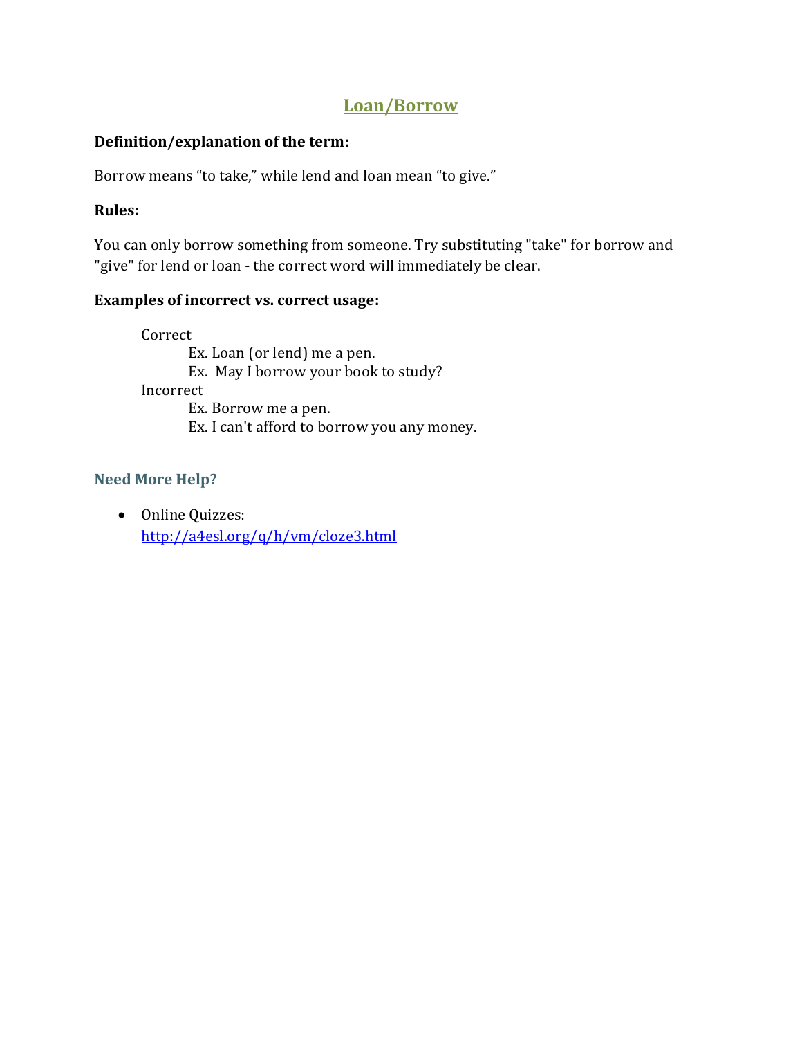## Loan/Borrow

**Definition/explanation of the term:**

Borrow means “to take,” while lend and loan mean “to give.”

**Rules:**

You can only borrow something from someone. Try substituting "take" for borrow and "give" for lend or loan - the correct word will immediately be clear.

**Examples of incorrect vs. correct usage:**

Correct
- Ex. Loan (or lend) me a pen.
- Ex. May I borrow your book to study?

Incorrect
- Ex. Borrow me a pen.
- Ex. I can't afford to borrow you any money.

### Need More Help?

- Online Quizzes: http://a4esl.org/q/h/vm/cloze3.html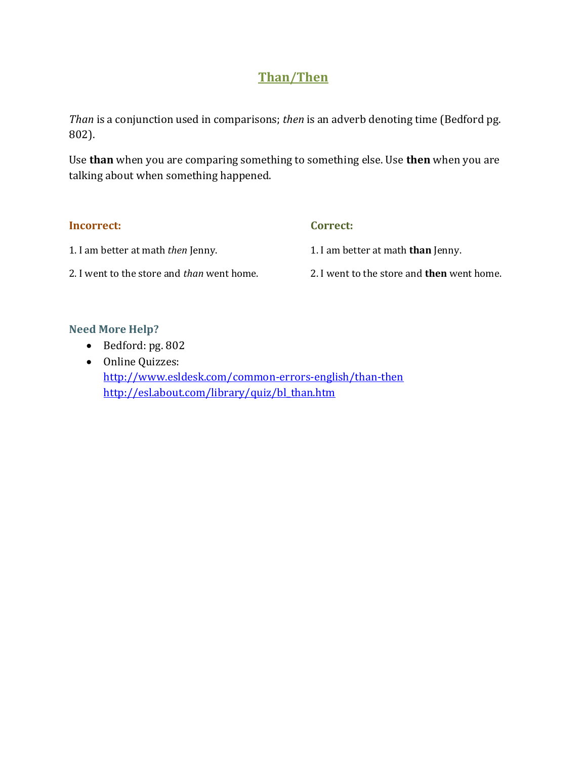## Than/Then

*Than* is a conjunction used in comparisons; *then* is an adverb denoting time (Bedford pg. 802).

Use **than** when you are comparing something to something else. Use **then** when you are talking about when something happened.

**Incorrect:**

1. I am better at math *then* Jenny.
2. I went to the store and *than* went home.

**Correct:**

1. I am better at math **than** Jenny.
2. I went to the store and **then** went home.

**Need More Help?**

- Bedford: pg. 802
- Online Quizzes:
  http://www.esldesk.com/common-errors-english/than-then
  http://esl.about.com/library/quiz/bl_than.htm